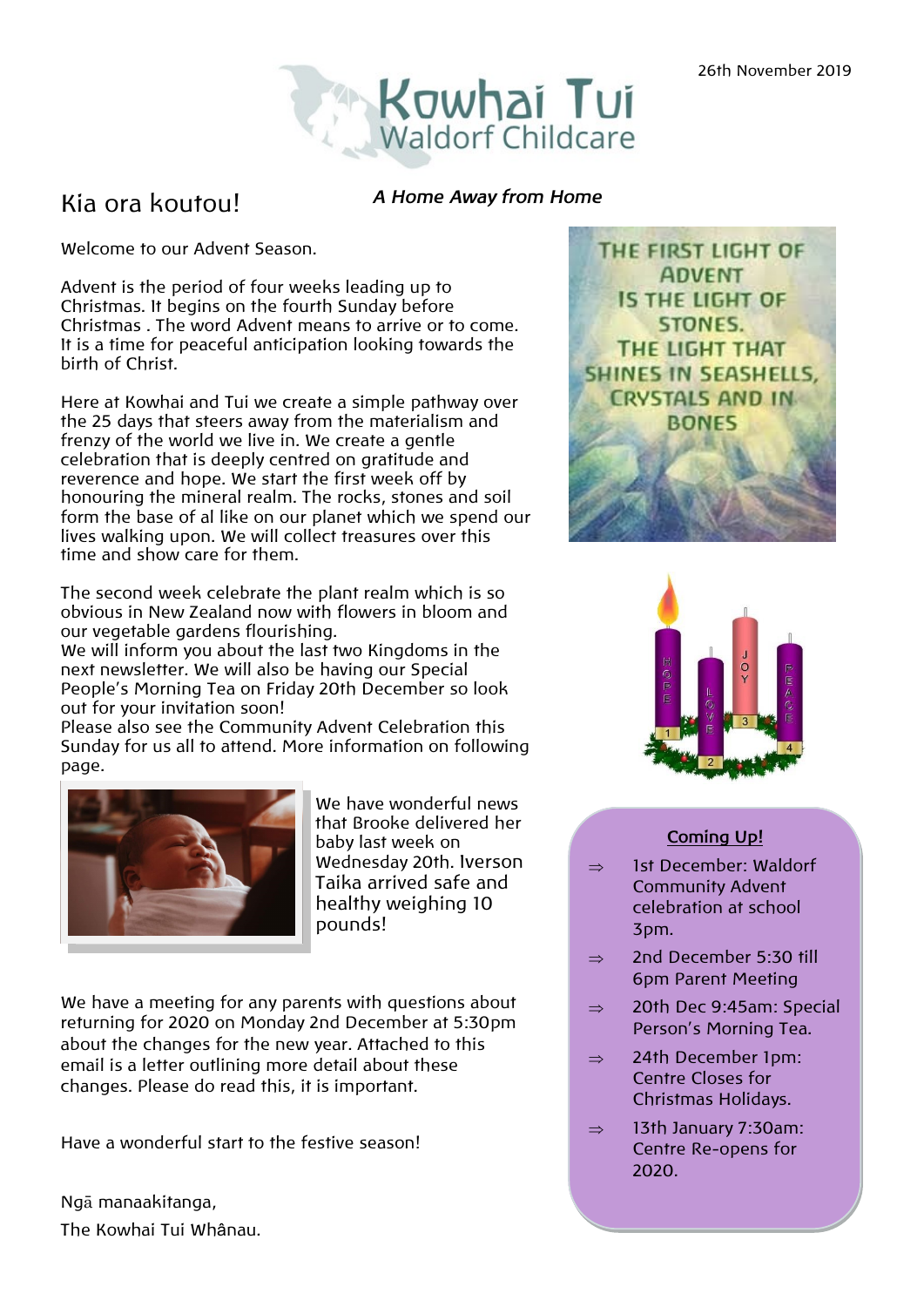26th November 2019

# Kowhai Tui Waldorf Childcare

## Kia ora koutou!

***A Home Away from Home***

Welcome to our Advent Season.

Advent is the period of four weeks leading up to Christmas. It begins on the fourth Sunday before Christmas . The word Advent means to arrive or to come. It is a time for peaceful anticipation looking towards the birth of Christ.

Here at Kowhai and Tui we create a simple pathway over the 25 days that steers away from the materialism and frenzy of the world we live in. We create a gentle celebration that is deeply centred on gratitude and reverence and hope. We start the first week off by honouring the mineral realm. The rocks, stones and soil form the base of al like on our planet which we spend our lives walking upon. We will collect treasures over this time and show care for them.

The second week celebrate the plant realm which is so obvious in New Zealand now with flowers in bloom and our vegetable gardens flourishing.
We will inform you about the last two Kingdoms in the next newsletter. We will also be having our Special People's Morning Tea on Friday 20th December so look out for your invitation soon!
Please also see the Community Advent Celebration this Sunday for us all to attend. More information on following page.

THE FIRST LIGHT OF ADVENT IS THE LIGHT OF STONES. THE LIGHT THAT SHINES IN SEASHELLS, CRYSTALS AND IN BONES

We have wonderful news that Brooke delivered her baby last week on Wednesday 20th. Iverson Taika arrived safe and healthy weighing 10 pounds!

We have a meeting for any parents with questions about returning for 2020 on Monday 2nd December at 5:30pm about the changes for the new year. Attached to this email is a letter outlining more detail about these changes. Please do read this, it is important.

Have a wonderful start to the festive season!

Ngā manaakitanga,
The Kowhai Tui Whânau.

**Coming Up!**

- 1st December: Waldorf Community Advent celebration at school 3pm.
- 2nd December 5:30 till 6pm Parent Meeting
- 20th Dec 9:45am: Special Person's Morning Tea.
- 24th December 1pm: Centre Closes for Christmas Holidays.
- 13th January 7:30am: Centre Re-opens for 2020.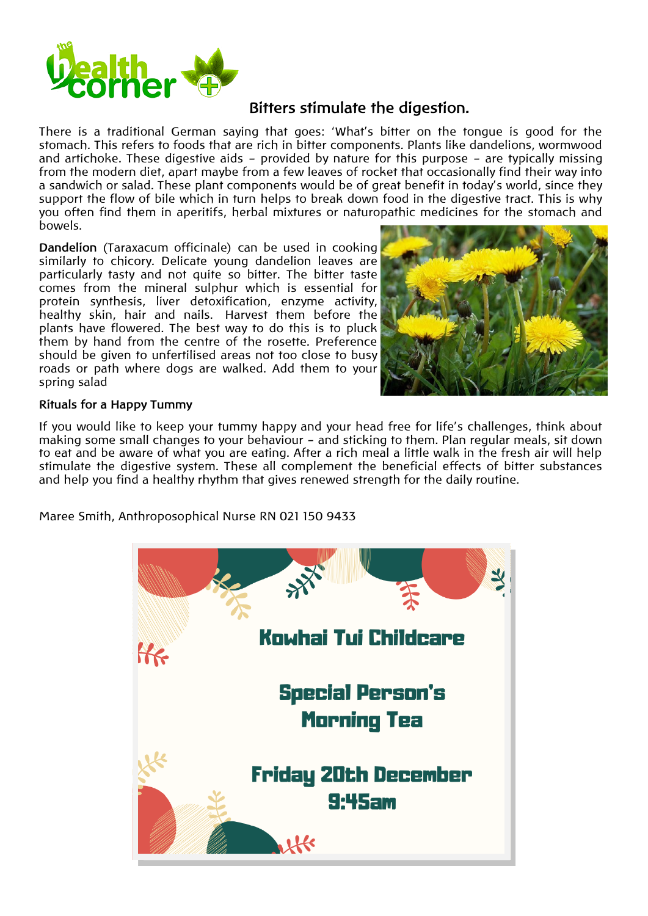# the health corner

## Bitters stimulate the digestion.

There is a traditional German saying that goes: 'What's bitter on the tongue is good for the stomach. This refers to foods that are rich in bitter components. Plants like dandelions, wormwood and artichoke. These digestive aids – provided by nature for this purpose – are typically missing from the modern diet, apart maybe from a few leaves of rocket that occasionally find their way into a sandwich or salad. These plant components would be of great benefit in today's world, since they support the flow of bile which in turn helps to break down food in the digestive tract. This is why you often find them in aperitifs, herbal mixtures or naturopathic medicines for the stomach and bowels.

**Dandelion** (Taraxacum officinale) can be used in cooking similarly to chicory. Delicate young dandelion leaves are particularly tasty and not quite so bitter. The bitter taste comes from the mineral sulphur which is essential for protein synthesis, liver detoxification, enzyme activity, healthy skin, hair and nails. Harvest them before the plants have flowered. The best way to do this is to pluck them by hand from the centre of the rosette. Preference should be given to unfertilised areas not too close to busy roads or path where dogs are walked. Add them to your spring salad

**Rituals for a Happy Tummy**

If you would like to keep your tummy happy and your head free for life's challenges, think about making some small changes to your behaviour – and sticking to them. Plan regular meals, sit down to eat and be aware of what you are eating. After a rich meal a little walk in the fresh air will help stimulate the digestive system. These all complement the beneficial effects of bitter substances and help you find a healthy rhythm that gives renewed strength for the daily routine.

Maree Smith, Anthroposophical Nurse RN 021 150 9433

**Kowhai Tui Childcare**

**Special Person's Morning Tea**

**Friday 20th December**
**9:45am**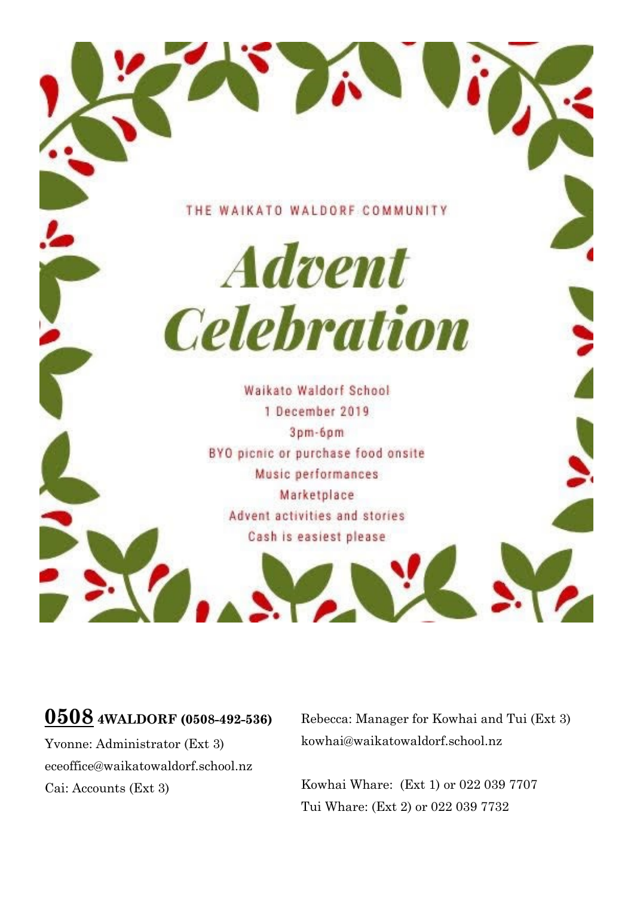THE WAIKATO WALDORF COMMUNITY

# Advent Celebration

Waikato Waldorf School
1 December 2019
3pm-6pm
BYO picnic or purchase food onsite
Music performances
Marketplace
Advent activities and stories
Cash is easiest please

**0508 4WALDORF (0508-492-536)**

Yvonne: Administrator (Ext 3)
eceoffice@waikatowaldorf.school.nz
Cai: Accounts (Ext 3)

Rebecca: Manager for Kowhai and Tui (Ext 3)
kowhai@waikatowaldorf.school.nz

Kowhai Whare: (Ext 1) or 022 039 7707
Tui Whare: (Ext 2) or 022 039 7732